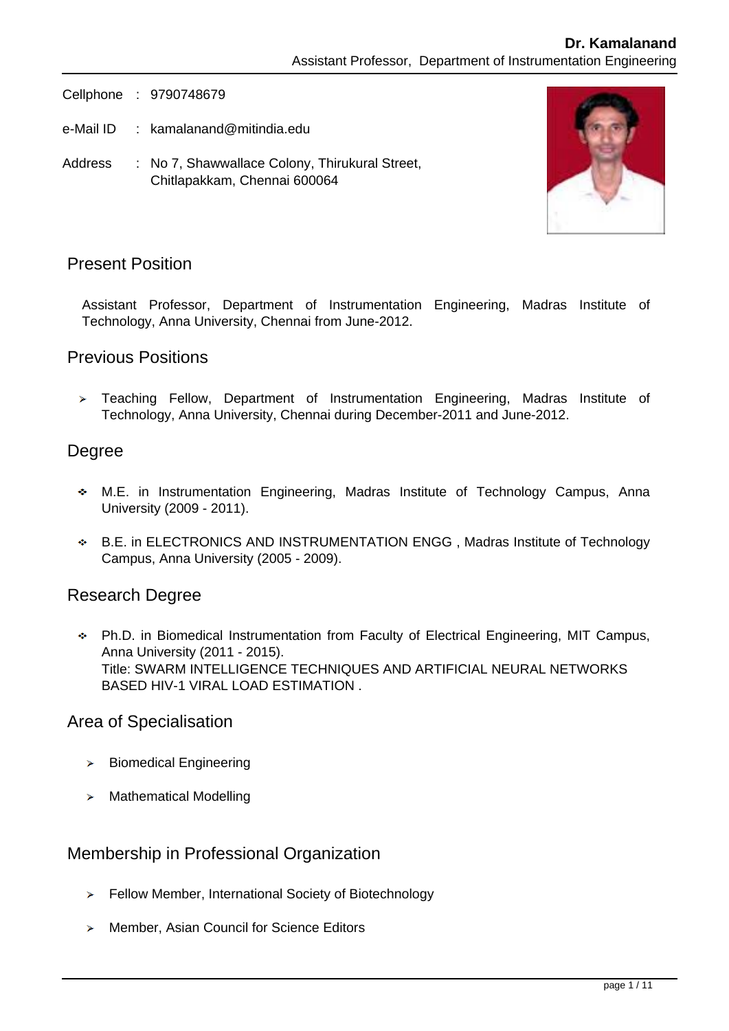# Dr. Kamalanand

Assistant Professor, Department of Instrumentation Engineering

Cellphone : 9790748679

e-Mail ID : kamalanand@mitindia.edu

Address : No 7, Shawwallace Colony, Thirukural Street, Chitlapakkam, Chennai 600064

## Present Position

Assistant Professor, Department of Instrumentation Engineering, Madras Institute of Technology, Anna University, Chennai from June-2012.

## Previous Positions

- Teaching Fellow, Department of Instrumentation Engineering, Madras Institute of Technology, Anna University, Chennai during December-2011 and June-2012.

## Degree

- M.E. in Instrumentation Engineering, Madras Institute of Technology Campus, Anna University (2009 - 2011).
- B.E. in ELECTRONICS AND INSTRUMENTATION ENGG , Madras Institute of Technology Campus, Anna University (2005 - 2009).

## Research Degree

- Ph.D. in Biomedical Instrumentation from Faculty of Electrical Engineering, MIT Campus, Anna University (2011 - 2015).
  Title: SWARM INTELLIGENCE TECHNIQUES AND ARTIFICIAL NEURAL NETWORKS BASED HIV-1 VIRAL LOAD ESTIMATION .

## Area of Specialisation

- Biomedical Engineering
- Mathematical Modelling

## Membership in Professional Organization

- Fellow Member, International Society of Biotechnology
- Member, Asian Council for Science Editors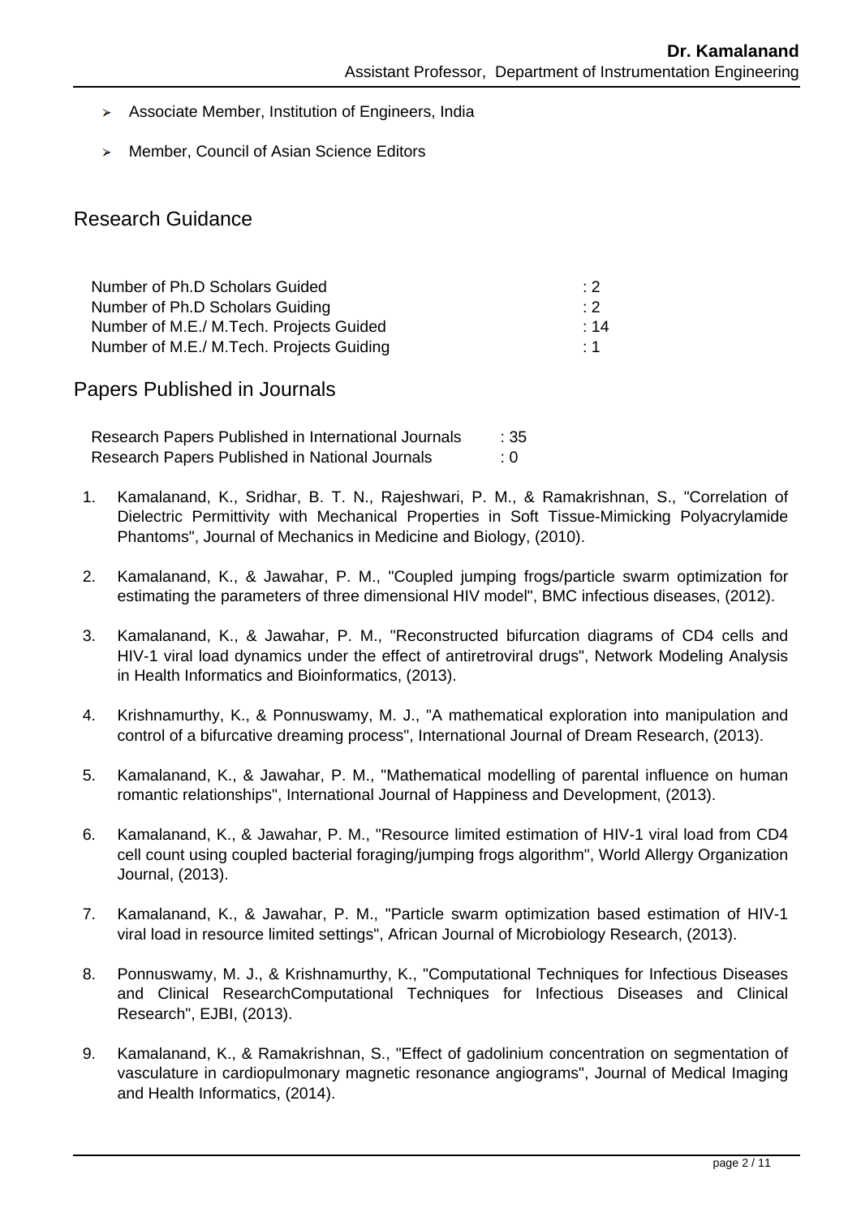- Associate Member, Institution of Engineers, India
- Member, Council of Asian Science Editors

## Research Guidance

| | |
|---|---|
| Number of Ph.D Scholars Guided | : 2 |
| Number of Ph.D Scholars Guiding | : 2 |
| Number of M.E./ M.Tech. Projects Guided | : 14 |
| Number of M.E./ M.Tech. Projects Guiding | : 1 |

## Papers Published in Journals

| | |
|---|---|
| Research Papers Published in International Journals | : 35 |
| Research Papers Published in National Journals | : 0 |

1. Kamalanand, K., Sridhar, B. T. N., Rajeshwari, P. M., & Ramakrishnan, S., "Correlation of Dielectric Permittivity with Mechanical Properties in Soft Tissue-Mimicking Polyacrylamide Phantoms", Journal of Mechanics in Medicine and Biology, (2010).
2. Kamalanand, K., & Jawahar, P. M., "Coupled jumping frogs/particle swarm optimization for estimating the parameters of three dimensional HIV model", BMC infectious diseases, (2012).
3. Kamalanand, K., & Jawahar, P. M., "Reconstructed bifurcation diagrams of CD4 cells and HIV-1 viral load dynamics under the effect of antiretroviral drugs", Network Modeling Analysis in Health Informatics and Bioinformatics, (2013).
4. Krishnamurthy, K., & Ponnuswamy, M. J., "A mathematical exploration into manipulation and control of a bifurcative dreaming process", International Journal of Dream Research, (2013).
5. Kamalanand, K., & Jawahar, P. M., "Mathematical modelling of parental influence on human romantic relationships", International Journal of Happiness and Development, (2013).
6. Kamalanand, K., & Jawahar, P. M., "Resource limited estimation of HIV-1 viral load from CD4 cell count using coupled bacterial foraging/jumping frogs algorithm", World Allergy Organization Journal, (2013).
7. Kamalanand, K., & Jawahar, P. M., "Particle swarm optimization based estimation of HIV-1 viral load in resource limited settings", African Journal of Microbiology Research, (2013).
8. Ponnuswamy, M. J., & Krishnamurthy, K., "Computational Techniques for Infectious Diseases and Clinical ResearchComputational Techniques for Infectious Diseases and Clinical Research", EJBI, (2013).
9. Kamalanand, K., & Ramakrishnan, S., "Effect of gadolinium concentration on segmentation of vasculature in cardiopulmonary magnetic resonance angiograms", Journal of Medical Imaging and Health Informatics, (2014).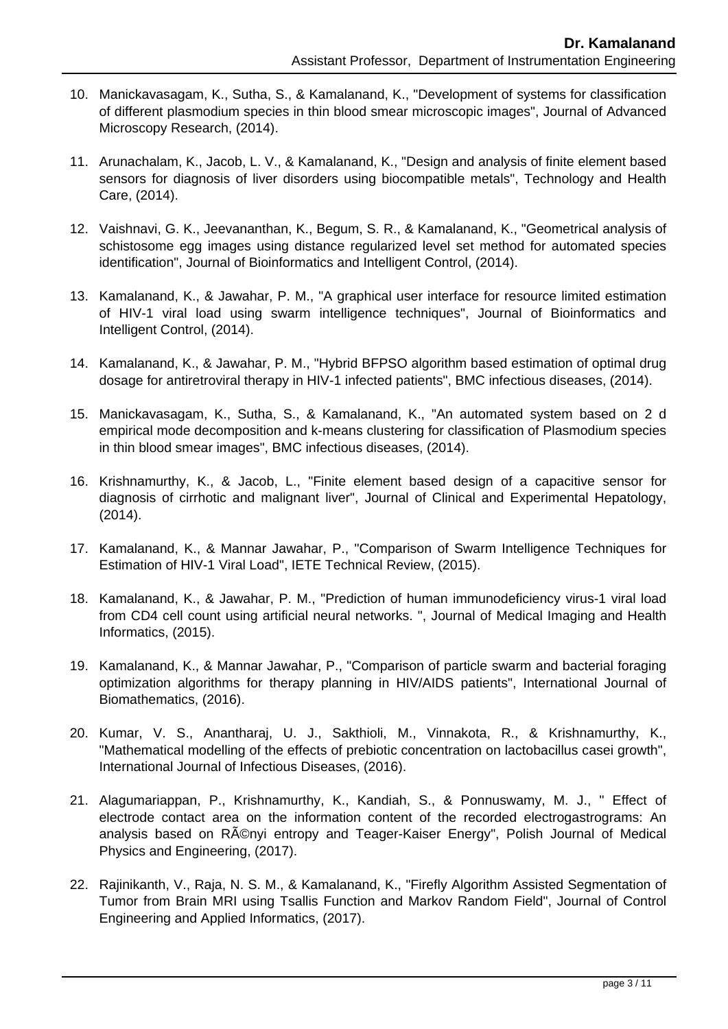10. Manickavasagam, K., Sutha, S., & Kamalanand, K., "Development of systems for classification of different plasmodium species in thin blood smear microscopic images", Journal of Advanced Microscopy Research, (2014).

11. Arunachalam, K., Jacob, L. V., & Kamalanand, K., "Design and analysis of finite element based sensors for diagnosis of liver disorders using biocompatible metals", Technology and Health Care, (2014).

12. Vaishnavi, G. K., Jeevananthan, K., Begum, S. R., & Kamalanand, K., "Geometrical analysis of schistosome egg images using distance regularized level set method for automated species identification", Journal of Bioinformatics and Intelligent Control, (2014).

13. Kamalanand, K., & Jawahar, P. M., "A graphical user interface for resource limited estimation of HIV-1 viral load using swarm intelligence techniques", Journal of Bioinformatics and Intelligent Control, (2014).

14. Kamalanand, K., & Jawahar, P. M., "Hybrid BFPSO algorithm based estimation of optimal drug dosage for antiretroviral therapy in HIV-1 infected patients", BMC infectious diseases, (2014).

15. Manickavasagam, K., Sutha, S., & Kamalanand, K., "An automated system based on 2 d empirical mode decomposition and k-means clustering for classification of Plasmodium species in thin blood smear images", BMC infectious diseases, (2014).

16. Krishnamurthy, K., & Jacob, L., "Finite element based design of a capacitive sensor for diagnosis of cirrhotic and malignant liver", Journal of Clinical and Experimental Hepatology, (2014).

17. Kamalanand, K., & Mannar Jawahar, P., "Comparison of Swarm Intelligence Techniques for Estimation of HIV-1 Viral Load", IETE Technical Review, (2015).

18. Kamalanand, K., & Jawahar, P. M., "Prediction of human immunodeficiency virus-1 viral load from CD4 cell count using artificial neural networks. ", Journal of Medical Imaging and Health Informatics, (2015).

19. Kamalanand, K., & Mannar Jawahar, P., "Comparison of particle swarm and bacterial foraging optimization algorithms for therapy planning in HIV/AIDS patients", International Journal of Biomathematics, (2016).

20. Kumar, V. S., Anantharaj, U. J., Sakthioli, M., Vinnakota, R., & Krishnamurthy, K., "Mathematical modelling of the effects of prebiotic concentration on lactobacillus casei growth", International Journal of Infectious Diseases, (2016).

21. Alagumariappan, P., Krishnamurthy, K., Kandiah, S., & Ponnuswamy, M. J., " Effect of electrode contact area on the information content of the recorded electrogastrograms: An analysis based on RÃ©nyi entropy and Teager-Kaiser Energy", Polish Journal of Medical Physics and Engineering, (2017).

22. Rajinikanth, V., Raja, N. S. M., & Kamalanand, K., "Firefly Algorithm Assisted Segmentation of Tumor from Brain MRI using Tsallis Function and Markov Random Field", Journal of Control Engineering and Applied Informatics, (2017).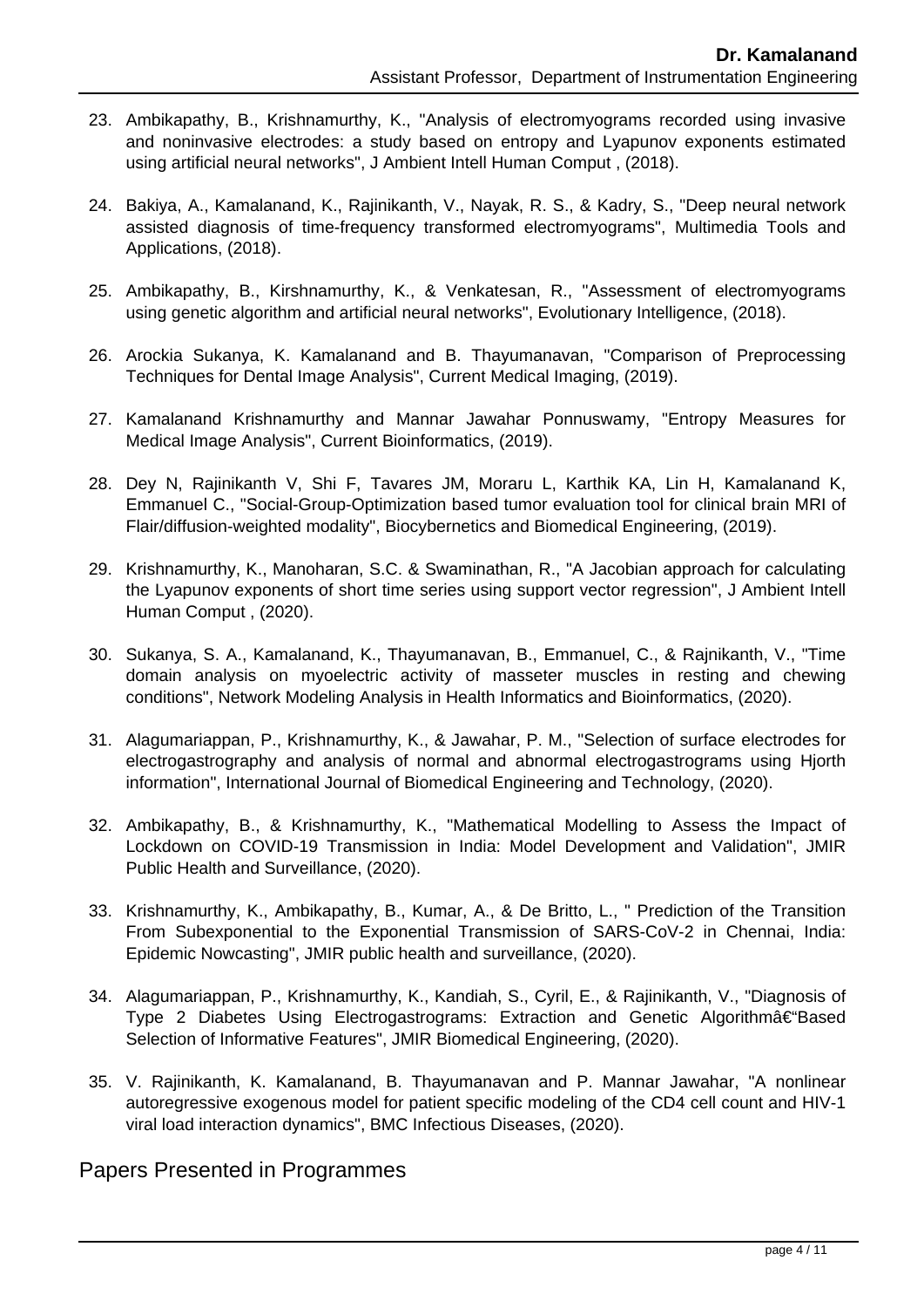23. Ambikapathy, B., Krishnamurthy, K., "Analysis of electromyograms recorded using invasive and noninvasive electrodes: a study based on entropy and Lyapunov exponents estimated using artificial neural networks", J Ambient Intell Human Comput , (2018).

24. Bakiya, A., Kamalanand, K., Rajinikanth, V., Nayak, R. S., & Kadry, S., "Deep neural network assisted diagnosis of time-frequency transformed electromyograms", Multimedia Tools and Applications, (2018).

25. Ambikapathy, B., Kirshnamurthy, K., & Venkatesan, R., "Assessment of electromyograms using genetic algorithm and artificial neural networks", Evolutionary Intelligence, (2018).

26. Arockia Sukanya, K. Kamalanand and B. Thayumanavan, "Comparison of Preprocessing Techniques for Dental Image Analysis", Current Medical Imaging, (2019).

27. Kamalanand Krishnamurthy and Mannar Jawahar Ponnuswamy, "Entropy Measures for Medical Image Analysis", Current Bioinformatics, (2019).

28. Dey N, Rajinikanth V, Shi F, Tavares JM, Moraru L, Karthik KA, Lin H, Kamalanand K, Emmanuel C., "Social-Group-Optimization based tumor evaluation tool for clinical brain MRI of Flair/diffusion-weighted modality", Biocybernetics and Biomedical Engineering, (2019).

29. Krishnamurthy, K., Manoharan, S.C. & Swaminathan, R., "A Jacobian approach for calculating the Lyapunov exponents of short time series using support vector regression", J Ambient Intell Human Comput , (2020).

30. Sukanya, S. A., Kamalanand, K., Thayumanavan, B., Emmanuel, C., & Rajnikanth, V., "Time domain analysis on myoelectric activity of masseter muscles in resting and chewing conditions", Network Modeling Analysis in Health Informatics and Bioinformatics, (2020).

31. Alagumariappan, P., Krishnamurthy, K., & Jawahar, P. M., "Selection of surface electrodes for electrogastrography and analysis of normal and abnormal electrogastrograms using Hjorth information", International Journal of Biomedical Engineering and Technology, (2020).

32. Ambikapathy, B., & Krishnamurthy, K., "Mathematical Modelling to Assess the Impact of Lockdown on COVID-19 Transmission in India: Model Development and Validation", JMIR Public Health and Surveillance, (2020).

33. Krishnamurthy, K., Ambikapathy, B., Kumar, A., & De Britto, L., " Prediction of the Transition From Subexponential to the Exponential Transmission of SARS-CoV-2 in Chennai, India: Epidemic Nowcasting", JMIR public health and surveillance, (2020).

34. Alagumariappan, P., Krishnamurthy, K., Kandiah, S., Cyril, E., & Rajinikanth, V., "Diagnosis of Type 2 Diabetes Using Electrogastrograms: Extraction and Genetic Algorithmâ€“Based Selection of Informative Features", JMIR Biomedical Engineering, (2020).

35. V. Rajinikanth, K. Kamalanand, B. Thayumanavan and P. Mannar Jawahar, "A nonlinear autoregressive exogenous model for patient specific modeling of the CD4 cell count and HIV-1 viral load interaction dynamics", BMC Infectious Diseases, (2020).

## Papers Presented in Programmes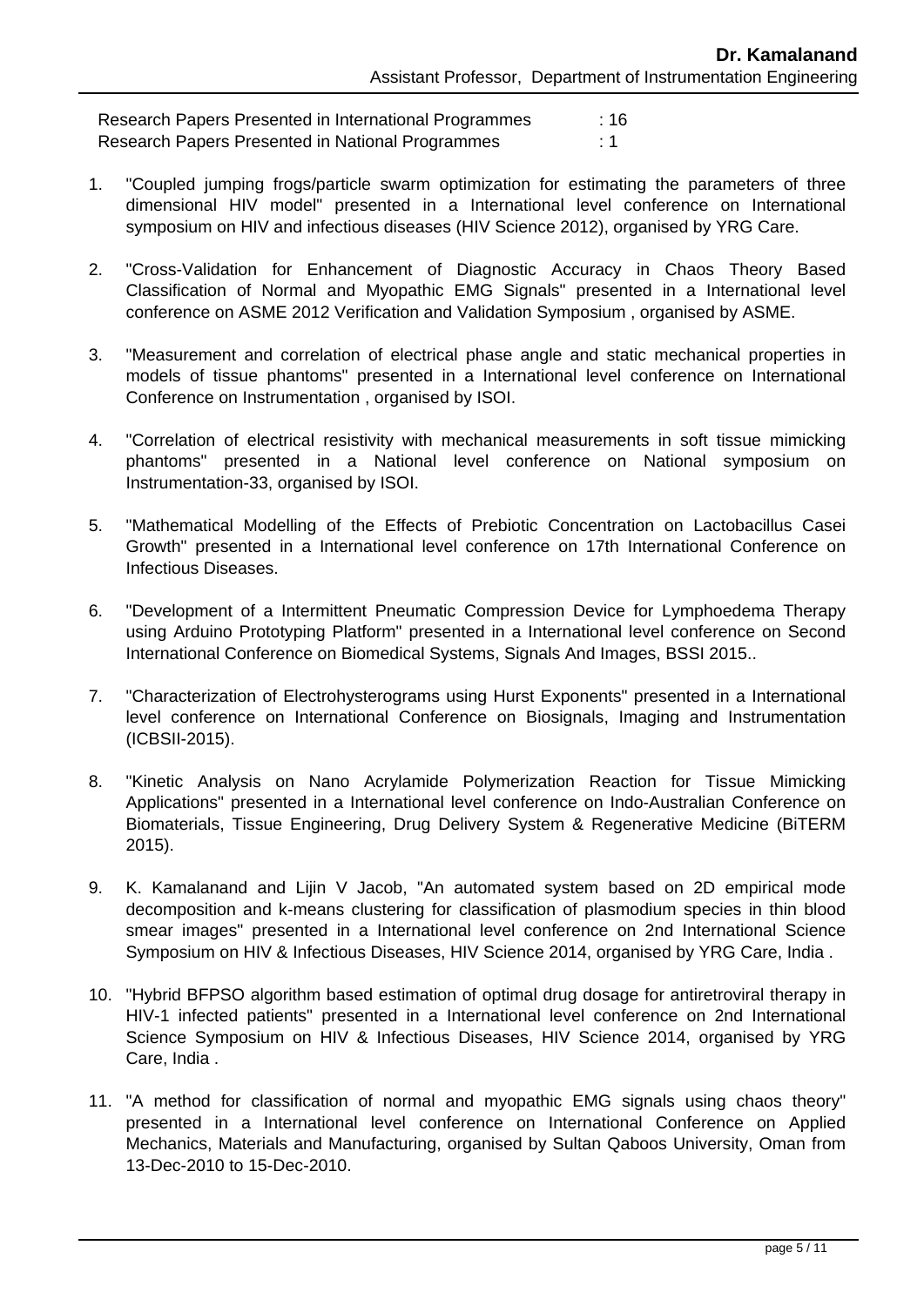| | |
|---|---|
| Research Papers Presented in International Programmes | : 16 |
| Research Papers Presented in National Programmes | : 1 |

1. "Coupled jumping frogs/particle swarm optimization for estimating the parameters of three dimensional HIV model" presented in a International level conference on International symposium on HIV and infectious diseases (HIV Science 2012), organised by YRG Care.

2. "Cross-Validation for Enhancement of Diagnostic Accuracy in Chaos Theory Based Classification of Normal and Myopathic EMG Signals" presented in a International level conference on ASME 2012 Verification and Validation Symposium , organised by ASME.

3. "Measurement and correlation of electrical phase angle and static mechanical properties in models of tissue phantoms" presented in a International level conference on International Conference on Instrumentation , organised by ISOI.

4. "Correlation of electrical resistivity with mechanical measurements in soft tissue mimicking phantoms" presented in a National level conference on National symposium on Instrumentation-33, organised by ISOI.

5. "Mathematical Modelling of the Effects of Prebiotic Concentration on Lactobacillus Casei Growth" presented in a International level conference on 17th International Conference on Infectious Diseases.

6. "Development of a Intermittent Pneumatic Compression Device for Lymphoedema Therapy using Arduino Prototyping Platform" presented in a International level conference on Second International Conference on Biomedical Systems, Signals And Images, BSSI 2015..

7. "Characterization of Electrohysterograms using Hurst Exponents" presented in a International level conference on International Conference on Biosignals, Imaging and Instrumentation (ICBSII-2015).

8. "Kinetic Analysis on Nano Acrylamide Polymerization Reaction for Tissue Mimicking Applications" presented in a International level conference on Indo-Australian Conference on Biomaterials, Tissue Engineering, Drug Delivery System & Regenerative Medicine (BiTERM 2015).

9. K. Kamalanand and Lijin V Jacob, "An automated system based on 2D empirical mode decomposition and k-means clustering for classification of plasmodium species in thin blood smear images" presented in a International level conference on 2nd International Science Symposium on HIV & Infectious Diseases, HIV Science 2014, organised by YRG Care, India .

10. "Hybrid BFPSO algorithm based estimation of optimal drug dosage for antiretroviral therapy in HIV-1 infected patients" presented in a International level conference on 2nd International Science Symposium on HIV & Infectious Diseases, HIV Science 2014, organised by YRG Care, India .

11. "A method for classification of normal and myopathic EMG signals using chaos theory" presented in a International level conference on International Conference on Applied Mechanics, Materials and Manufacturing, organised by Sultan Qaboos University, Oman from 13-Dec-2010 to 15-Dec-2010.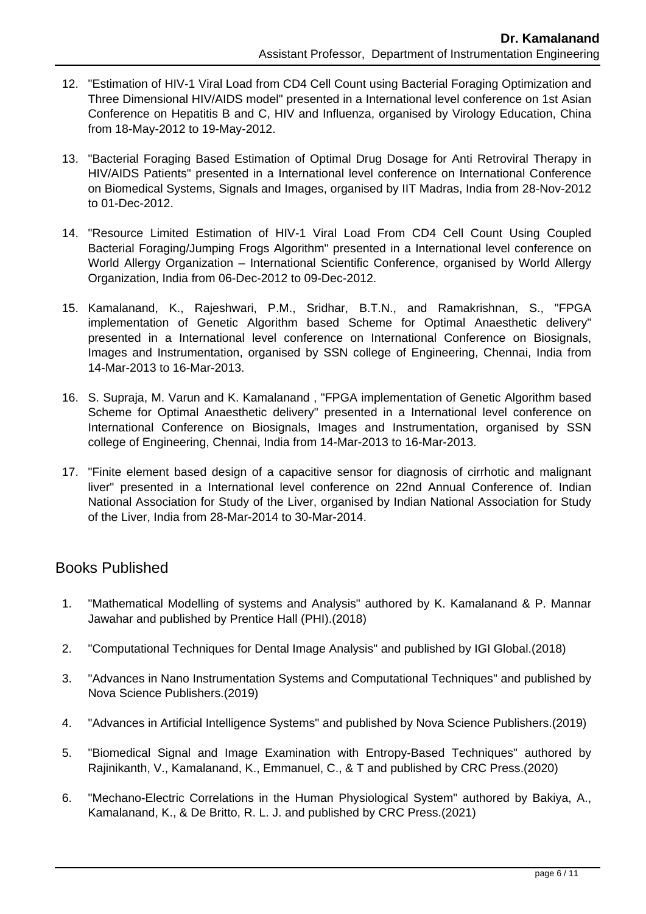12. "Estimation of HIV-1 Viral Load from CD4 Cell Count using Bacterial Foraging Optimization and Three Dimensional HIV/AIDS model" presented in a International level conference on 1st Asian Conference on Hepatitis B and C, HIV and Influenza, organised by Virology Education, China from 18-May-2012 to 19-May-2012.

13. "Bacterial Foraging Based Estimation of Optimal Drug Dosage for Anti Retroviral Therapy in HIV/AIDS Patients" presented in a International level conference on International Conference on Biomedical Systems, Signals and Images, organised by IIT Madras, India from 28-Nov-2012 to 01-Dec-2012.

14. "Resource Limited Estimation of HIV-1 Viral Load From CD4 Cell Count Using Coupled Bacterial Foraging/Jumping Frogs Algorithm" presented in a International level conference on World Allergy Organization – International Scientific Conference, organised by World Allergy Organization, India from 06-Dec-2012 to 09-Dec-2012.

15. Kamalanand, K., Rajeshwari, P.M., Sridhar, B.T.N., and Ramakrishnan, S., "FPGA implementation of Genetic Algorithm based Scheme for Optimal Anaesthetic delivery" presented in a International level conference on International Conference on Biosignals, Images and Instrumentation, organised by SSN college of Engineering, Chennai, India from 14-Mar-2013 to 16-Mar-2013.

16. S. Supraja, M. Varun and K. Kamalanand , "FPGA implementation of Genetic Algorithm based Scheme for Optimal Anaesthetic delivery" presented in a International level conference on International Conference on Biosignals, Images and Instrumentation, organised by SSN college of Engineering, Chennai, India from 14-Mar-2013 to 16-Mar-2013.

17. "Finite element based design of a capacitive sensor for diagnosis of cirrhotic and malignant liver" presented in a International level conference on 22nd Annual Conference of. Indian National Association for Study of the Liver, organised by Indian National Association for Study of the Liver, India from 28-Mar-2014 to 30-Mar-2014.

## Books Published

1. "Mathematical Modelling of systems and Analysis" authored by K. Kamalanand & P. Mannar Jawahar and published by Prentice Hall (PHI).(2018)

2. "Computational Techniques for Dental Image Analysis" and published by IGI Global.(2018)

3. "Advances in Nano Instrumentation Systems and Computational Techniques" and published by Nova Science Publishers.(2019)

4. "Advances in Artificial Intelligence Systems" and published by Nova Science Publishers.(2019)

5. "Biomedical Signal and Image Examination with Entropy-Based Techniques" authored by Rajinikanth, V., Kamalanand, K., Emmanuel, C., & T and published by CRC Press.(2020)

6. "Mechano-Electric Correlations in the Human Physiological System" authored by Bakiya, A., Kamalanand, K., & De Britto, R. L. J. and published by CRC Press.(2021)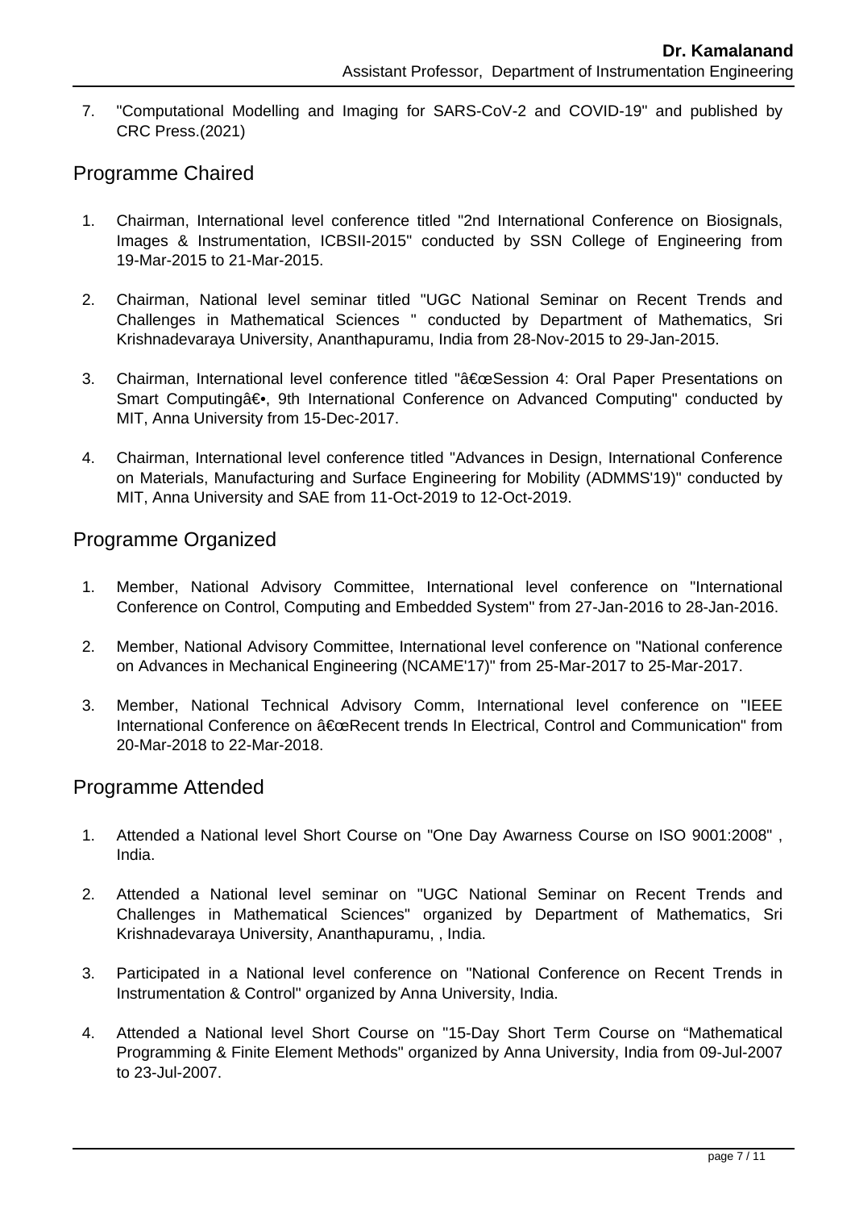7. "Computational Modelling and Imaging for SARS-CoV-2 and COVID-19" and published by CRC Press.(2021)

## Programme Chaired

1. Chairman, International level conference titled "2nd International Conference on Biosignals, Images & Instrumentation, ICBSII-2015" conducted by SSN College of Engineering from 19-Mar-2015 to 21-Mar-2015.

2. Chairman, National level seminar titled "UGC National Seminar on Recent Trends and Challenges in Mathematical Sciences " conducted by Department of Mathematics, Sri Krishnadevaraya University, Ananthapuramu, India from 28-Nov-2015 to 29-Jan-2015.

3. Chairman, International level conference titled "â€œSession 4: Oral Paper Presentations on Smart Computingâ€•, 9th International Conference on Advanced Computing" conducted by MIT, Anna University from 15-Dec-2017.

4. Chairman, International level conference titled "Advances in Design, International Conference on Materials, Manufacturing and Surface Engineering for Mobility (ADMMS'19)" conducted by MIT, Anna University and SAE from 11-Oct-2019 to 12-Oct-2019.

## Programme Organized

1. Member, National Advisory Committee, International level conference on "International Conference on Control, Computing and Embedded System" from 27-Jan-2016 to 28-Jan-2016.

2. Member, National Advisory Committee, International level conference on "National conference on Advances in Mechanical Engineering (NCAME'17)" from 25-Mar-2017 to 25-Mar-2017.

3. Member, National Technical Advisory Comm, International level conference on "IEEE International Conference on â€œRecent trends In Electrical, Control and Communication" from 20-Mar-2018 to 22-Mar-2018.

## Programme Attended

1. Attended a National level Short Course on "One Day Awarness Course on ISO 9001:2008" , India.

2. Attended a National level seminar on "UGC National Seminar on Recent Trends and Challenges in Mathematical Sciences" organized by Department of Mathematics, Sri Krishnadevaraya University, Ananthapuramu, , India.

3. Participated in a National level conference on "National Conference on Recent Trends in Instrumentation & Control" organized by Anna University, India.

4. Attended a National level Short Course on "15-Day Short Term Course on “Mathematical Programming & Finite Element Methods" organized by Anna University, India from 09-Jul-2007 to 23-Jul-2007.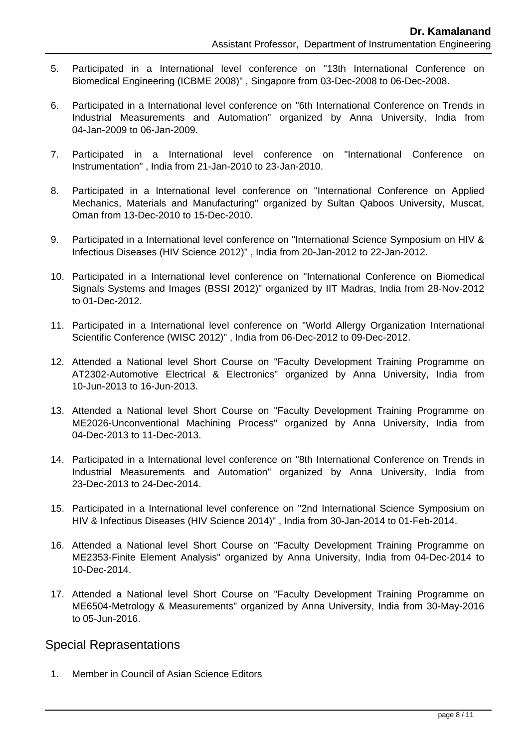5. Participated in a International level conference on "13th International Conference on Biomedical Engineering (ICBME 2008)" , Singapore from 03-Dec-2008 to 06-Dec-2008.

6. Participated in a International level conference on "6th International Conference on Trends in Industrial Measurements and Automation" organized by Anna University, India from 04-Jan-2009 to 06-Jan-2009.

7. Participated in a International level conference on "International Conference on Instrumentation" , India from 21-Jan-2010 to 23-Jan-2010.

8. Participated in a International level conference on "International Conference on Applied Mechanics, Materials and Manufacturing" organized by Sultan Qaboos University, Muscat, Oman from 13-Dec-2010 to 15-Dec-2010.

9. Participated in a International level conference on "International Science Symposium on HIV & Infectious Diseases (HIV Science 2012)" , India from 20-Jan-2012 to 22-Jan-2012.

10. Participated in a International level conference on "International Conference on Biomedical Signals Systems and Images (BSSI 2012)" organized by IIT Madras, India from 28-Nov-2012 to 01-Dec-2012.

11. Participated in a International level conference on "World Allergy Organization International Scientific Conference (WISC 2012)" , India from 06-Dec-2012 to 09-Dec-2012.

12. Attended a National level Short Course on "Faculty Development Training Programme on AT2302-Automotive Electrical & Electronics" organized by Anna University, India from 10-Jun-2013 to 16-Jun-2013.

13. Attended a National level Short Course on "Faculty Development Training Programme on ME2026-Unconventional Machining Process" organized by Anna University, India from 04-Dec-2013 to 11-Dec-2013.

14. Participated in a International level conference on "8th International Conference on Trends in Industrial Measurements and Automation" organized by Anna University, India from 23-Dec-2013 to 24-Dec-2014.

15. Participated in a International level conference on "2nd International Science Symposium on HIV & Infectious Diseases (HIV Science 2014)" , India from 30-Jan-2014 to 01-Feb-2014.

16. Attended a National level Short Course on "Faculty Development Training Programme on ME2353-Finite Element Analysis" organized by Anna University, India from 04-Dec-2014 to 10-Dec-2014.

17. Attended a National level Short Course on "Faculty Development Training Programme on ME6504-Metrology & Measurements" organized by Anna University, India from 30-May-2016 to 05-Jun-2016.

## Special Reprasentations

1. Member in Council of Asian Science Editors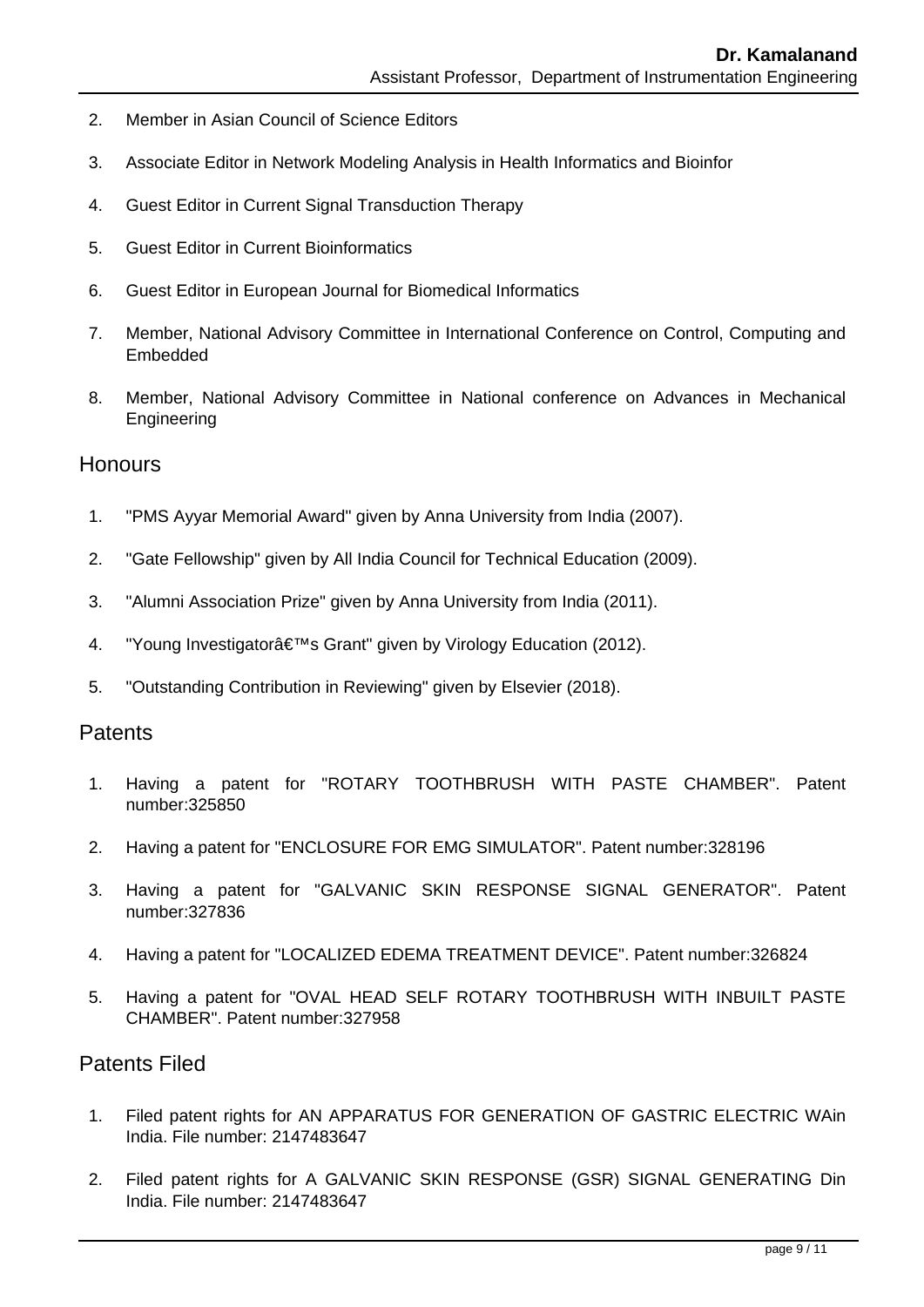2. Member in Asian Council of Science Editors
3. Associate Editor in Network Modeling Analysis in Health Informatics and Bioinfor
4. Guest Editor in Current Signal Transduction Therapy
5. Guest Editor in Current Bioinformatics
6. Guest Editor in European Journal for Biomedical Informatics
7. Member, National Advisory Committee in International Conference on Control, Computing and Embedded
8. Member, National Advisory Committee in National conference on Advances in Mechanical Engineering

## Honours

1. "PMS Ayyar Memorial Award" given by Anna University from India (2007).
2. "Gate Fellowship" given by All India Council for Technical Education (2009).
3. "Alumni Association Prize" given by Anna University from India (2011).
4. "Young Investigatorâ€™s Grant" given by Virology Education (2012).
5. "Outstanding Contribution in Reviewing" given by Elsevier (2018).

## Patents

1. Having a patent for "ROTARY TOOTHBRUSH WITH PASTE CHAMBER". Patent number:325850
2. Having a patent for "ENCLOSURE FOR EMG SIMULATOR". Patent number:328196
3. Having a patent for "GALVANIC SKIN RESPONSE SIGNAL GENERATOR". Patent number:327836
4. Having a patent for "LOCALIZED EDEMA TREATMENT DEVICE". Patent number:326824
5. Having a patent for "OVAL HEAD SELF ROTARY TOOTHBRUSH WITH INBUILT PASTE CHAMBER". Patent number:327958

## Patents Filed

1. Filed patent rights for AN APPARATUS FOR GENERATION OF GASTRIC ELECTRIC WAin India. File number: 2147483647
2. Filed patent rights for A GALVANIC SKIN RESPONSE (GSR) SIGNAL GENERATING Din India. File number: 2147483647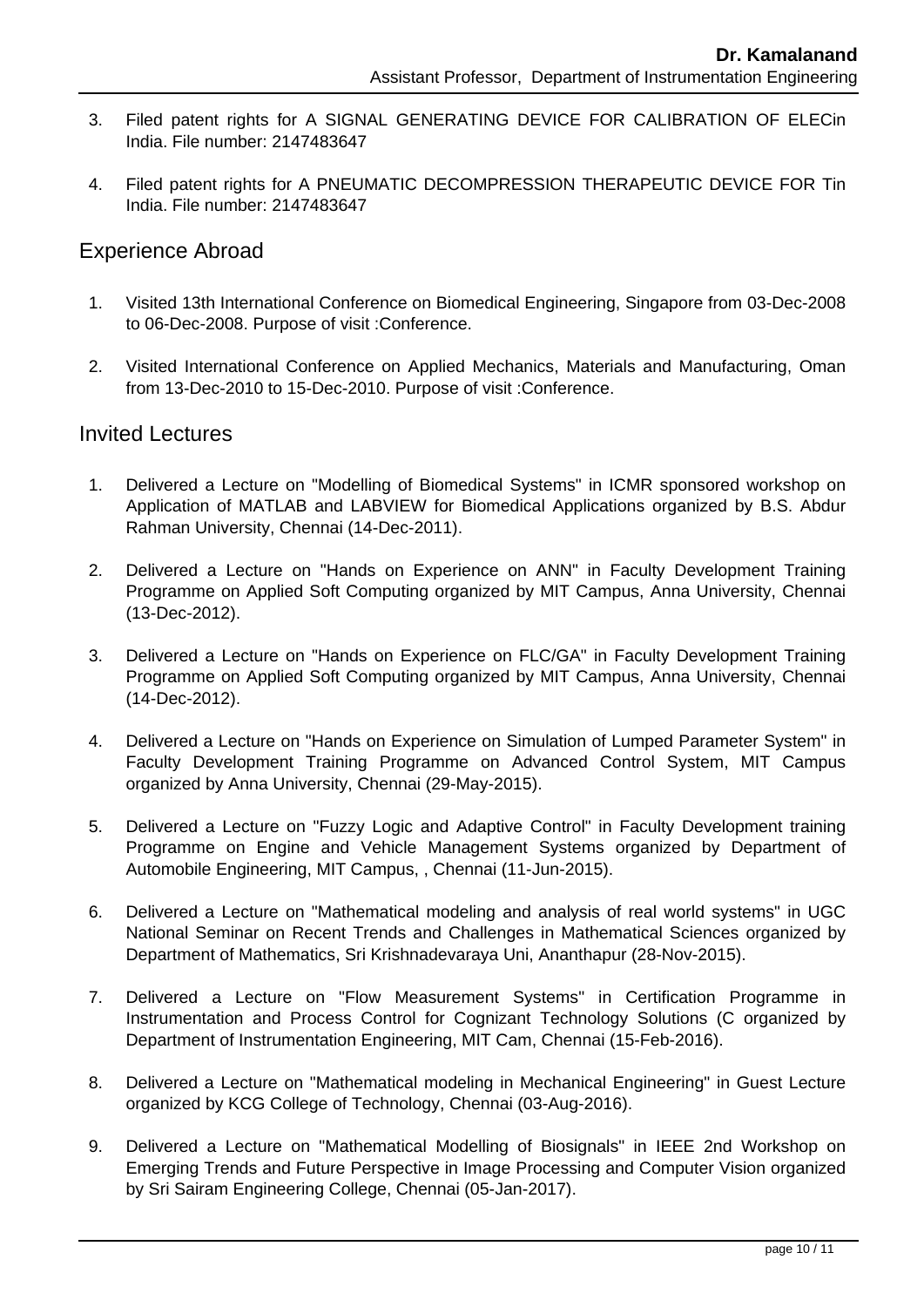3. Filed patent rights for A SIGNAL GENERATING DEVICE FOR CALIBRATION OF ELECin India. File number: 2147483647

4. Filed patent rights for A PNEUMATIC DECOMPRESSION THERAPEUTIC DEVICE FOR Tin India. File number: 2147483647

## Experience Abroad

1. Visited 13th International Conference on Biomedical Engineering, Singapore from 03-Dec-2008 to 06-Dec-2008. Purpose of visit :Conference.

2. Visited International Conference on Applied Mechanics, Materials and Manufacturing, Oman from 13-Dec-2010 to 15-Dec-2010. Purpose of visit :Conference.

## Invited Lectures

1. Delivered a Lecture on "Modelling of Biomedical Systems" in ICMR sponsored workshop on Application of MATLAB and LABVIEW for Biomedical Applications organized by B.S. Abdur Rahman University, Chennai (14-Dec-2011).

2. Delivered a Lecture on "Hands on Experience on ANN" in Faculty Development Training Programme on Applied Soft Computing organized by MIT Campus, Anna University, Chennai (13-Dec-2012).

3. Delivered a Lecture on "Hands on Experience on FLC/GA" in Faculty Development Training Programme on Applied Soft Computing organized by MIT Campus, Anna University, Chennai (14-Dec-2012).

4. Delivered a Lecture on "Hands on Experience on Simulation of Lumped Parameter System" in Faculty Development Training Programme on Advanced Control System, MIT Campus organized by Anna University, Chennai (29-May-2015).

5. Delivered a Lecture on "Fuzzy Logic and Adaptive Control" in Faculty Development training Programme on Engine and Vehicle Management Systems organized by Department of Automobile Engineering, MIT Campus, , Chennai (11-Jun-2015).

6. Delivered a Lecture on "Mathematical modeling and analysis of real world systems" in UGC National Seminar on Recent Trends and Challenges in Mathematical Sciences organized by Department of Mathematics, Sri Krishnadevaraya Uni, Ananthapur (28-Nov-2015).

7. Delivered a Lecture on "Flow Measurement Systems" in Certification Programme in Instrumentation and Process Control for Cognizant Technology Solutions (C organized by Department of Instrumentation Engineering, MIT Cam, Chennai (15-Feb-2016).

8. Delivered a Lecture on "Mathematical modeling in Mechanical Engineering" in Guest Lecture organized by KCG College of Technology, Chennai (03-Aug-2016).

9. Delivered a Lecture on "Mathematical Modelling of Biosignals" in IEEE 2nd Workshop on Emerging Trends and Future Perspective in Image Processing and Computer Vision organized by Sri Sairam Engineering College, Chennai (05-Jan-2017).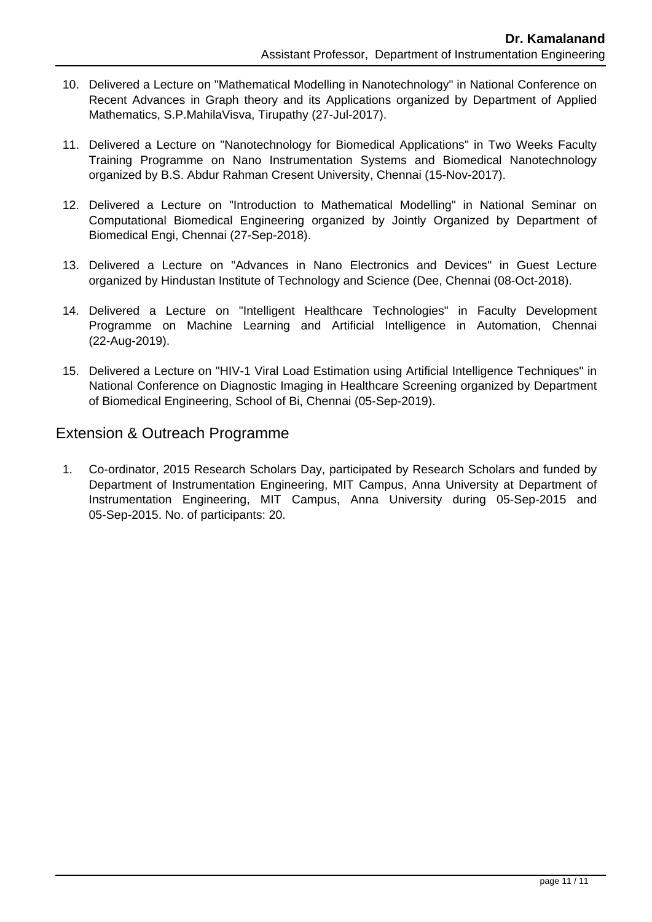10. Delivered a Lecture on "Mathematical Modelling in Nanotechnology" in National Conference on Recent Advances in Graph theory and its Applications organized by Department of Applied Mathematics, S.P.MahilaVisva, Tirupathy (27-Jul-2017).

11. Delivered a Lecture on "Nanotechnology for Biomedical Applications" in Two Weeks Faculty Training Programme on Nano Instrumentation Systems and Biomedical Nanotechnology organized by B.S. Abdur Rahman Cresent University, Chennai (15-Nov-2017).

12. Delivered a Lecture on "Introduction to Mathematical Modelling" in National Seminar on Computational Biomedical Engineering organized by Jointly Organized by Department of Biomedical Engi, Chennai (27-Sep-2018).

13. Delivered a Lecture on "Advances in Nano Electronics and Devices" in Guest Lecture organized by Hindustan Institute of Technology and Science (Dee, Chennai (08-Oct-2018).

14. Delivered a Lecture on "Intelligent Healthcare Technologies" in Faculty Development Programme on Machine Learning and Artificial Intelligence in Automation, Chennai (22-Aug-2019).

15. Delivered a Lecture on "HIV-1 Viral Load Estimation using Artificial Intelligence Techniques" in National Conference on Diagnostic Imaging in Healthcare Screening organized by Department of Biomedical Engineering, School of Bi, Chennai (05-Sep-2019).

## Extension & Outreach Programme

1. Co-ordinator, 2015 Research Scholars Day, participated by Research Scholars and funded by Department of Instrumentation Engineering, MIT Campus, Anna University at Department of Instrumentation Engineering, MIT Campus, Anna University during 05-Sep-2015 and 05-Sep-2015. No. of participants: 20.